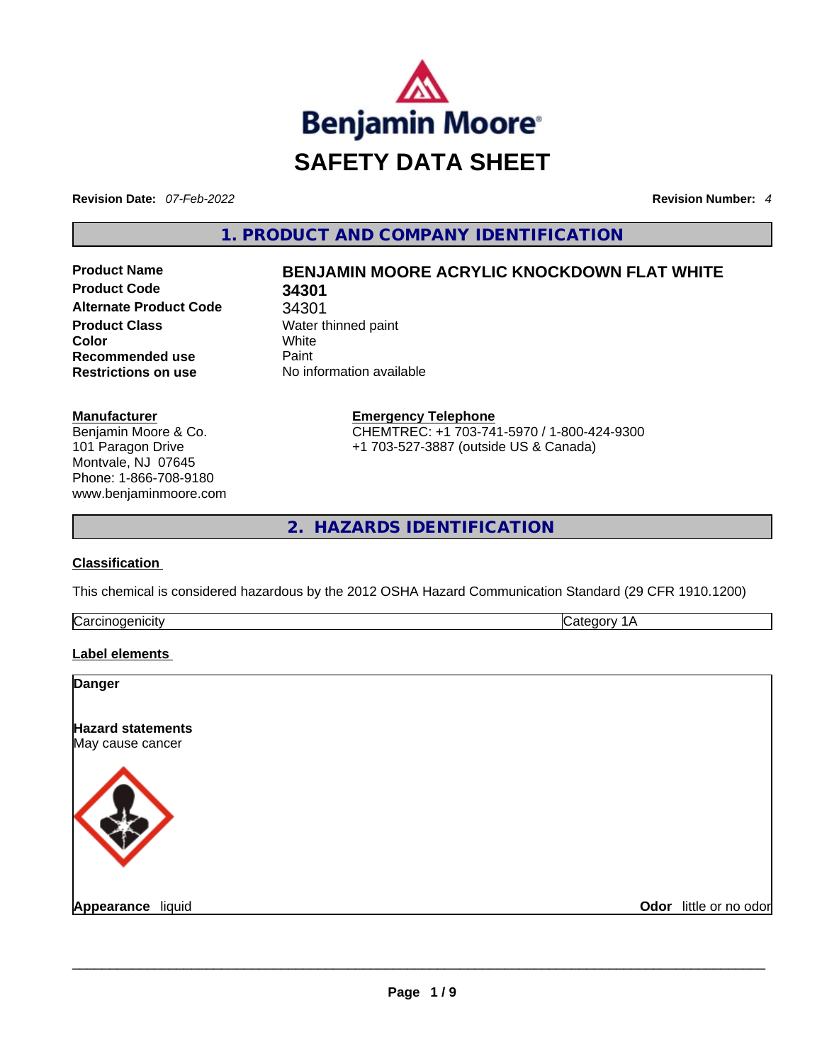Benjamin Moore

# SAFETY DATA SHEET

**Revision Date:** *07-Feb-2022* **Revision Number:** *4*

## 1. PRODUCT AND COMPANY IDENTIFICATION

| | |
|---|---|
| **Product Name** | **BENJAMIN MOORE ACRYLIC KNOCKDOWN FLAT WHITE** |
| **Product Code** | **34301** |
| **Alternate Product Code** | 34301 |
| **Product Class** | Water thinned paint |
| **Color** | White |
| **Recommended use** | Paint |
| **Restrictions on use** | No information available |

**Manufacturer**
Benjamin Moore & Co.
101 Paragon Drive
Montvale, NJ 07645
Phone: 1-866-708-9180
www.benjaminmoore.com

**Emergency Telephone**
CHEMTREC: +1 703-741-5970 / 1-800-424-9300
+1 703-527-3887 (outside US & Canada)

## 2. HAZARDS IDENTIFICATION

**Classification**

This chemical is considered hazardous by the 2012 OSHA Hazard Communication Standard (29 CFR 1910.1200)

| | |
|---|---|
| Carcinogenicity | Category 1A |

**Label elements**

**Danger**

**Hazard statements**
May cause cancer

**Appearance** liquid **Odor** little or no odor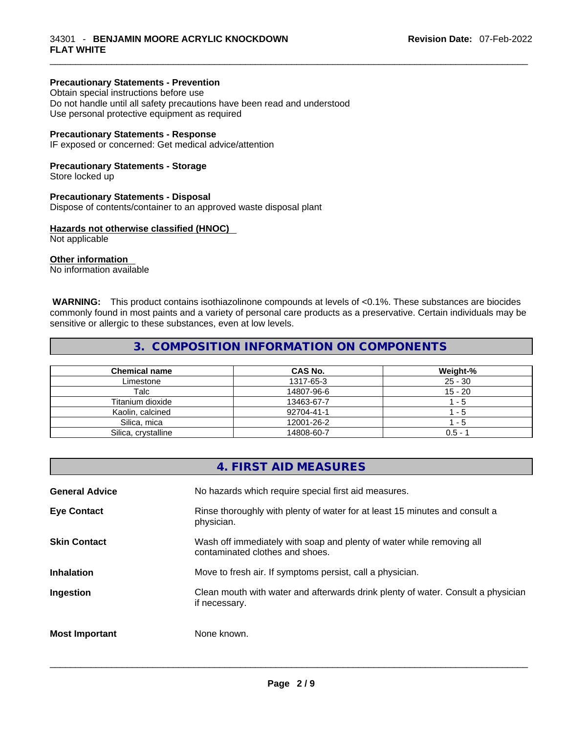**Precautionary Statements - Prevention**
Obtain special instructions before use
Do not handle until all safety precautions have been read and understood
Use personal protective equipment as required

**Precautionary Statements - Response**
IF exposed or concerned: Get medical advice/attention

**Precautionary Statements - Storage**
Store locked up

**Precautionary Statements - Disposal**
Dispose of contents/container to an approved waste disposal plant

**Hazards not otherwise classified (HNOC)**
Not applicable

**Other information**
No information available

**WARNING:** This product contains isothiazolinone compounds at levels of <0.1%. These substances are biocides commonly found in most paints and a variety of personal care products as a preservative. Certain individuals may be sensitive or allergic to these substances, even at low levels.

## 3. COMPOSITION INFORMATION ON COMPONENTS

| Chemical name | CAS No. | Weight-% |
|---|---|---|
| Limestone | 1317-65-3 | 25 - 30 |
| Talc | 14807-96-6 | 15 - 20 |
| Titanium dioxide | 13463-67-7 | 1 - 5 |
| Kaolin, calcined | 92704-41-1 | 1 - 5 |
| Silica, mica | 12001-26-2 | 1 - 5 |
| Silica, crystalline | 14808-60-7 | 0.5 - 1 |

## 4. FIRST AID MEASURES

**General Advice** No hazards which require special first aid measures.

**Eye Contact** Rinse thoroughly with plenty of water for at least 15 minutes and consult a physician.

**Skin Contact** Wash off immediately with soap and plenty of water while removing all contaminated clothes and shoes.

**Inhalation** Move to fresh air. If symptoms persist, call a physician.

**Ingestion** Clean mouth with water and afterwards drink plenty of water. Consult a physician if necessary.

**Most Important** None known.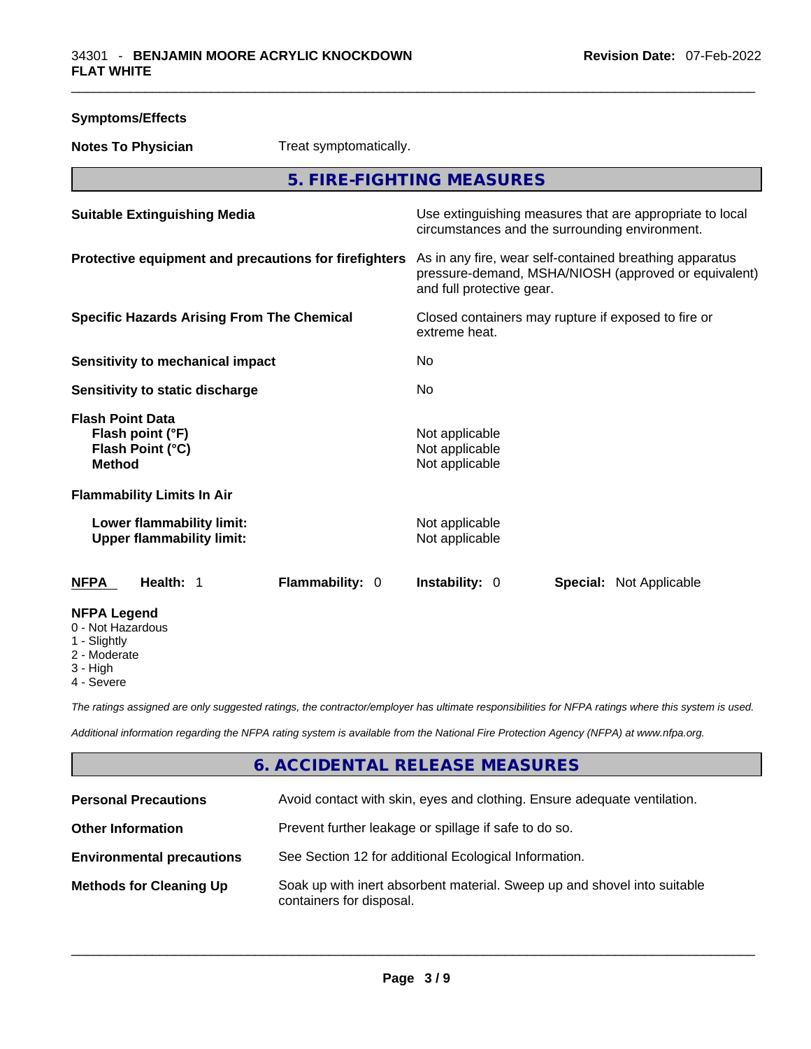**Symptoms/Effects**

| | |
|---|---|
| **Notes To Physician** | Treat symptomatically. |

## 5. FIRE-FIGHTING MEASURES

| | |
|---|---|
| **Suitable Extinguishing Media** | Use extinguishing measures that are appropriate to local circumstances and the surrounding environment. |
| **Protective equipment and precautions for firefighters** | As in any fire, wear self-contained breathing apparatus pressure-demand, MSHA/NIOSH (approved or equivalent) and full protective gear. |
| **Specific Hazards Arising From The Chemical** | Closed containers may rupture if exposed to fire or extreme heat. |
| **Sensitivity to mechanical impact** | No |
| **Sensitivity to static discharge** | No |
| **Flash Point Data** | |
| **Flash point (°F)** | Not applicable |
| **Flash Point (°C)** | Not applicable |
| **Method** | Not applicable |
| **Flammability Limits In Air** | |
| **Lower flammability limit:** | Not applicable |
| **Upper flammability limit:** | Not applicable |

| NFPA | Health: 1 | Flammability: 0 | Instability: 0 | Special: Not Applicable |
|---|---|---|---|---|

**NFPA Legend**
- 0 - Not Hazardous
- 1 - Slightly
- 2 - Moderate
- 3 - High
- 4 - Severe

*The ratings assigned are only suggested ratings, the contractor/employer has ultimate responsibilities for NFPA ratings where this system is used.*

*Additional information regarding the NFPA rating system is available from the National Fire Protection Agency (NFPA) at www.nfpa.org.*

## 6. ACCIDENTAL RELEASE MEASURES

| | |
|---|---|
| **Personal Precautions** | Avoid contact with skin, eyes and clothing. Ensure adequate ventilation. |
| **Other Information** | Prevent further leakage or spillage if safe to do so. |
| **Environmental precautions** | See Section 12 for additional Ecological Information. |
| **Methods for Cleaning Up** | Soak up with inert absorbent material. Sweep up and shovel into suitable containers for disposal. |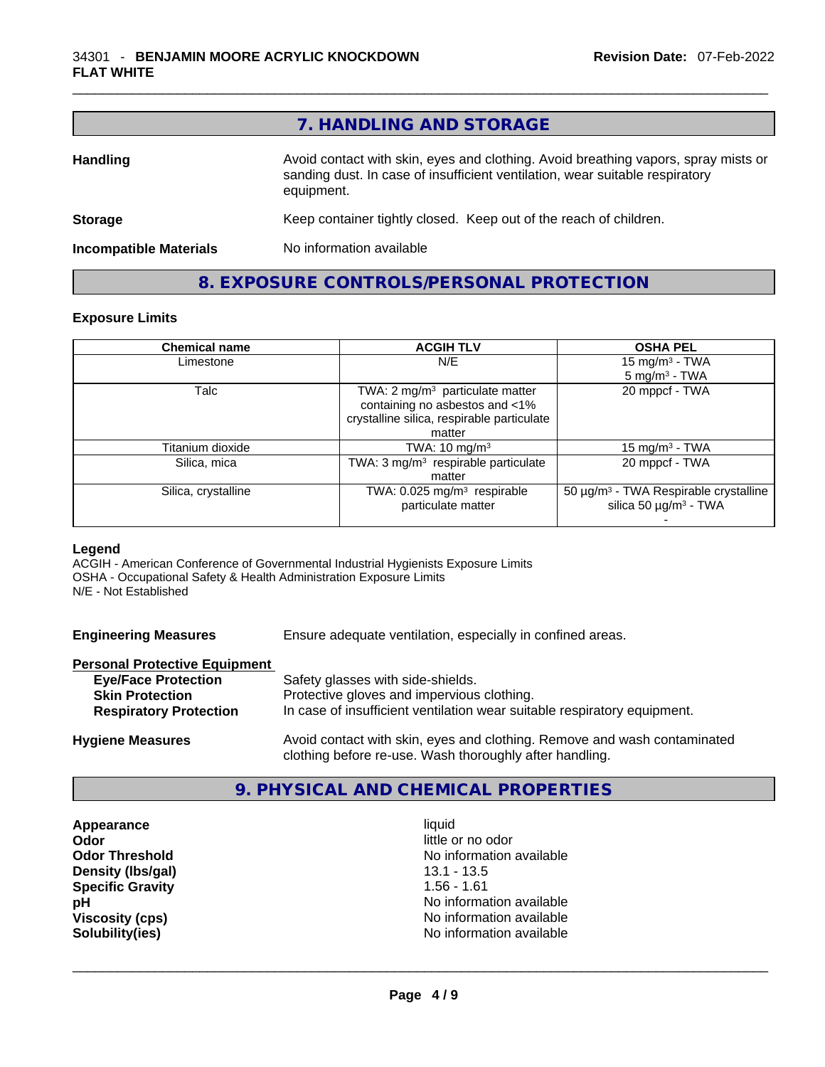## 7. HANDLING AND STORAGE

**Handling** Avoid contact with skin, eyes and clothing. Avoid breathing vapors, spray mists or sanding dust. In case of insufficient ventilation, wear suitable respiratory equipment.

**Storage** Keep container tightly closed. Keep out of the reach of children.

**Incompatible Materials** No information available

## 8. EXPOSURE CONTROLS/PERSONAL PROTECTION

### Exposure Limits

| Chemical name | ACGIH TLV | OSHA PEL |
|---|---|---|
| Limestone | N/E | 15 mg/m³ - TWA<br>5 mg/m³ - TWA |
| Talc | TWA: 2 mg/m³ particulate matter containing no asbestos and <1% crystalline silica, respirable particulate matter | 20 mppcf - TWA |
| Titanium dioxide | TWA: 10 mg/m³ | 15 mg/m³ - TWA |
| Silica, mica | TWA: 3 mg/m³ respirable particulate matter | 20 mppcf - TWA |
| Silica, crystalline | TWA: 0.025 mg/m³ respirable particulate matter | 50 µg/m³ - TWA Respirable crystalline silica 50 µg/m³ - TWA<br>- |

**Legend**
ACGIH - American Conference of Governmental Industrial Hygienists Exposure Limits
OSHA - Occupational Safety & Health Administration Exposure Limits
N/E - Not Established

**Engineering Measures** Ensure adequate ventilation, especially in confined areas.

**Personal Protective Equipment**

**Eye/Face Protection** Safety glasses with side-shields.
**Skin Protection** Protective gloves and impervious clothing.
**Respiratory Protection** In case of insufficient ventilation wear suitable respiratory equipment.

**Hygiene Measures** Avoid contact with skin, eyes and clothing. Remove and wash contaminated clothing before re-use. Wash thoroughly after handling.

## 9. PHYSICAL AND CHEMICAL PROPERTIES

| | |
|---|---|
| **Appearance** | liquid |
| **Odor** | little or no odor |
| **Odor Threshold** | No information available |
| **Density (lbs/gal)** | 13.1 - 13.5 |
| **Specific Gravity** | 1.56 - 1.61 |
| **pH** | No information available |
| **Viscosity (cps)** | No information available |
| **Solubility(ies)** | No information available |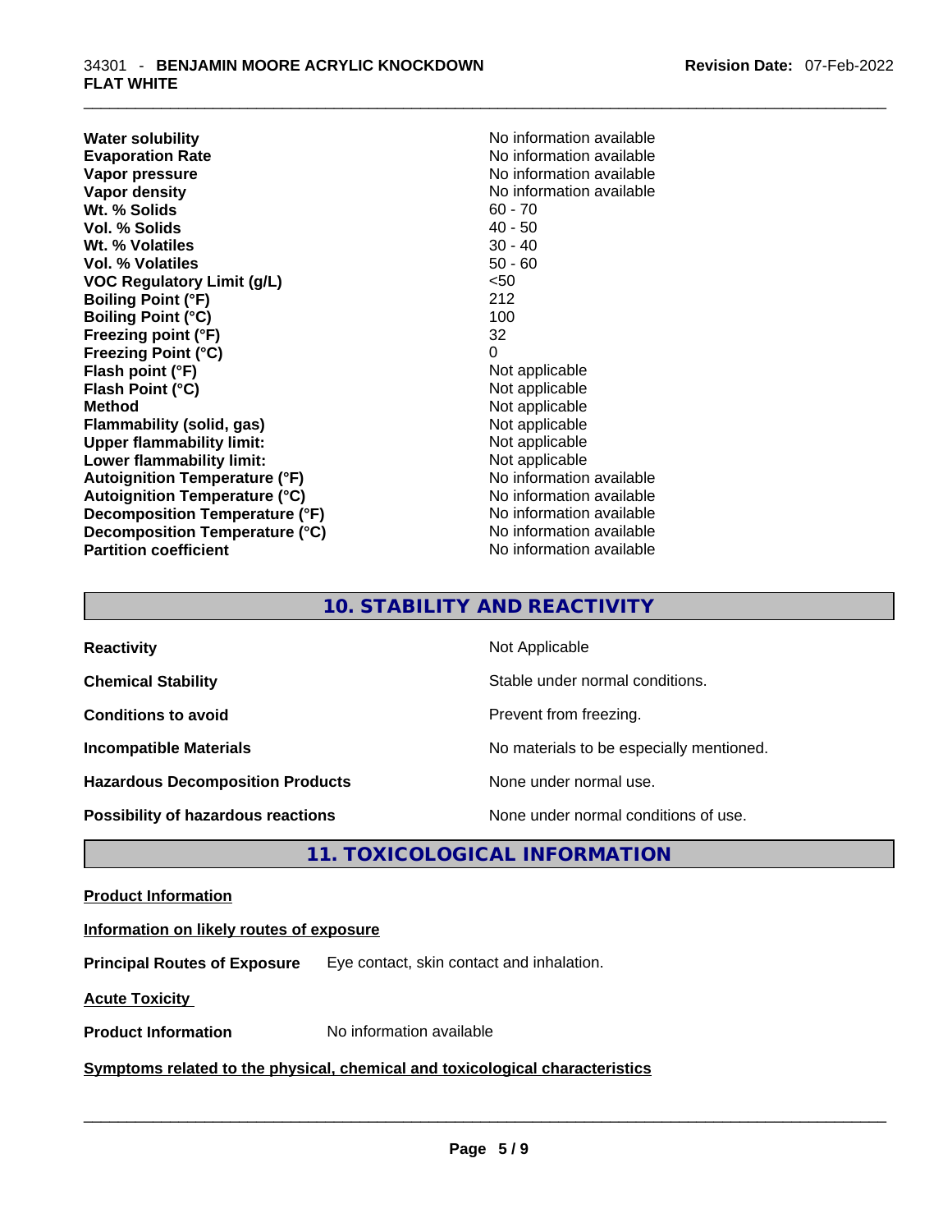| | |
|---|---|
| **Water solubility** | No information available |
| **Evaporation Rate** | No information available |
| **Vapor pressure** | No information available |
| **Vapor density** | No information available |
| **Wt. % Solids** | 60 - 70 |
| **Vol. % Solids** | 40 - 50 |
| **Wt. % Volatiles** | 30 - 40 |
| **Vol. % Volatiles** | 50 - 60 |
| **VOC Regulatory Limit (g/L)** | <50 |
| **Boiling Point (°F)** | 212 |
| **Boiling Point (°C)** | 100 |
| **Freezing point (°F)** | 32 |
| **Freezing Point (°C)** | 0 |
| **Flash point (°F)** | Not applicable |
| **Flash Point (°C)** | Not applicable |
| **Method** | Not applicable |
| **Flammability (solid, gas)** | Not applicable |
| **Upper flammability limit:** | Not applicable |
| **Lower flammability limit:** | Not applicable |
| **Autoignition Temperature (°F)** | No information available |
| **Autoignition Temperature (°C)** | No information available |
| **Decomposition Temperature (°F)** | No information available |
| **Decomposition Temperature (°C)** | No information available |
| **Partition coefficient** | No information available |

## 10. STABILITY AND REACTIVITY

| | |
|---|---|
| **Reactivity** | Not Applicable |
| **Chemical Stability** | Stable under normal conditions. |
| **Conditions to avoid** | Prevent from freezing. |
| **Incompatible Materials** | No materials to be especially mentioned. |
| **Hazardous Decomposition Products** | None under normal use. |
| **Possibility of hazardous reactions** | None under normal conditions of use. |

## 11. TOXICOLOGICAL INFORMATION

**Product Information**

**Information on likely routes of exposure**

**Principal Routes of Exposure** Eye contact, skin contact and inhalation.

**Acute Toxicity**

**Product Information** No information available

**Symptoms related to the physical, chemical and toxicological characteristics**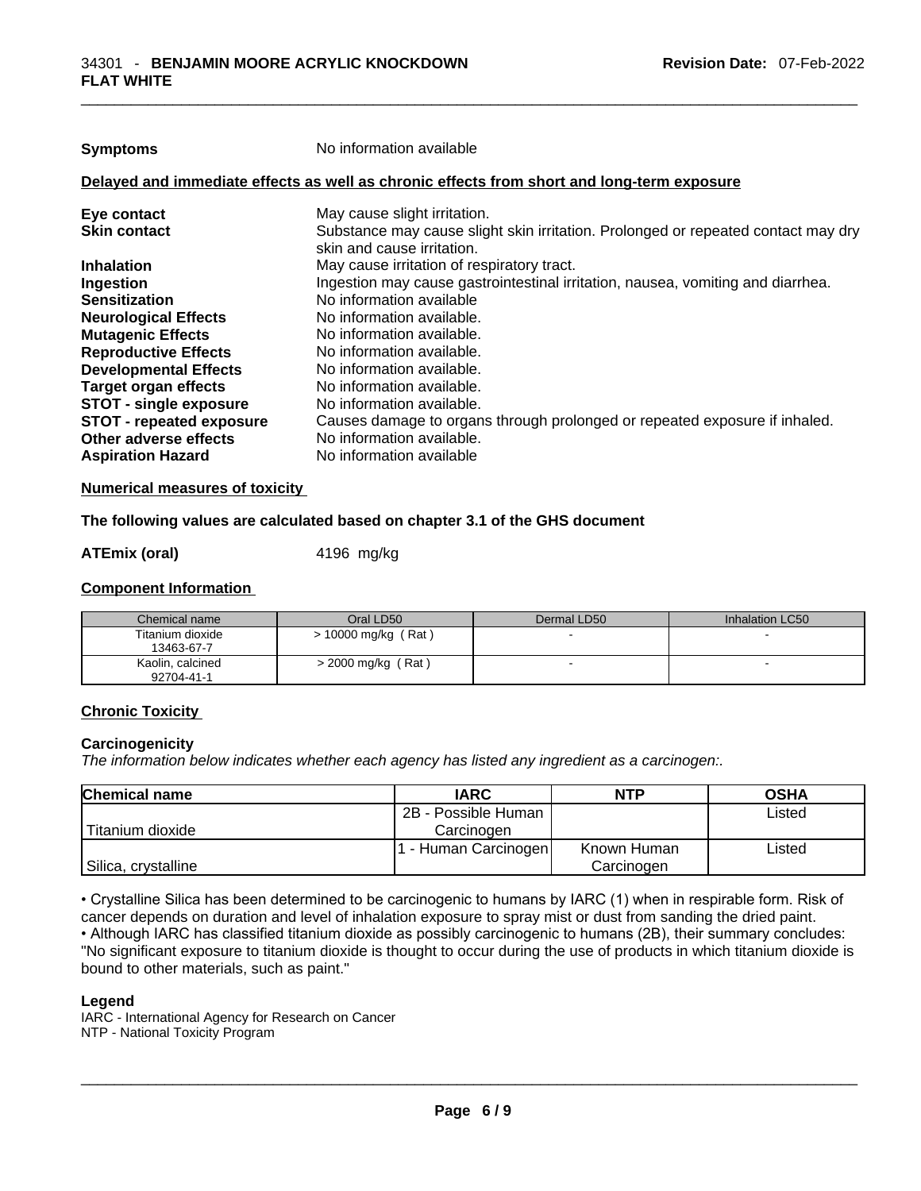**Symptoms** No information available

**Delayed and immediate effects as well as chronic effects from short and long-term exposure**

| | |
|---|---|
| **Eye contact** | May cause slight irritation. |
| **Skin contact** | Substance may cause slight skin irritation. Prolonged or repeated contact may dry skin and cause irritation. |
| **Inhalation** | May cause irritation of respiratory tract. |
| **Ingestion** | Ingestion may cause gastrointestinal irritation, nausea, vomiting and diarrhea. |
| **Sensitization** | No information available |
| **Neurological Effects** | No information available. |
| **Mutagenic Effects** | No information available. |
| **Reproductive Effects** | No information available. |
| **Developmental Effects** | No information available. |
| **Target organ effects** | No information available. |
| **STOT - single exposure** | No information available. |
| **STOT - repeated exposure** | Causes damage to organs through prolonged or repeated exposure if inhaled. |
| **Other adverse effects** | No information available. |
| **Aspiration Hazard** | No information available |

**Numerical measures of toxicity**

**The following values are calculated based on chapter 3.1 of the GHS document**

**ATEmix (oral)** 4196 mg/kg

**Component Information**

| Chemical name | Oral LD50 | Dermal LD50 | Inhalation LC50 |
|---|---|---|---|
| Titanium dioxide 13463-67-7 | > 10000 mg/kg ( Rat ) | - | - |
| Kaolin, calcined 92704-41-1 | > 2000 mg/kg ( Rat ) | - | - |

**Chronic Toxicity**

**Carcinogenicity**

*The information below indicates whether each agency has listed any ingredient as a carcinogen:.*

| Chemical name | IARC | NTP | OSHA |
|---|---|---|---|
| Titanium dioxide | 2B - Possible Human Carcinogen | | Listed |
| Silica, crystalline | 1 - Human Carcinogen | Known Human Carcinogen | Listed |

• Crystalline Silica has been determined to be carcinogenic to humans by IARC (1) when in respirable form. Risk of cancer depends on duration and level of inhalation exposure to spray mist or dust from sanding the dried paint.
• Although IARC has classified titanium dioxide as possibly carcinogenic to humans (2B), their summary concludes: "No significant exposure to titanium dioxide is thought to occur during the use of products in which titanium dioxide is bound to other materials, such as paint."

**Legend**

IARC - International Agency for Research on Cancer
NTP - National Toxicity Program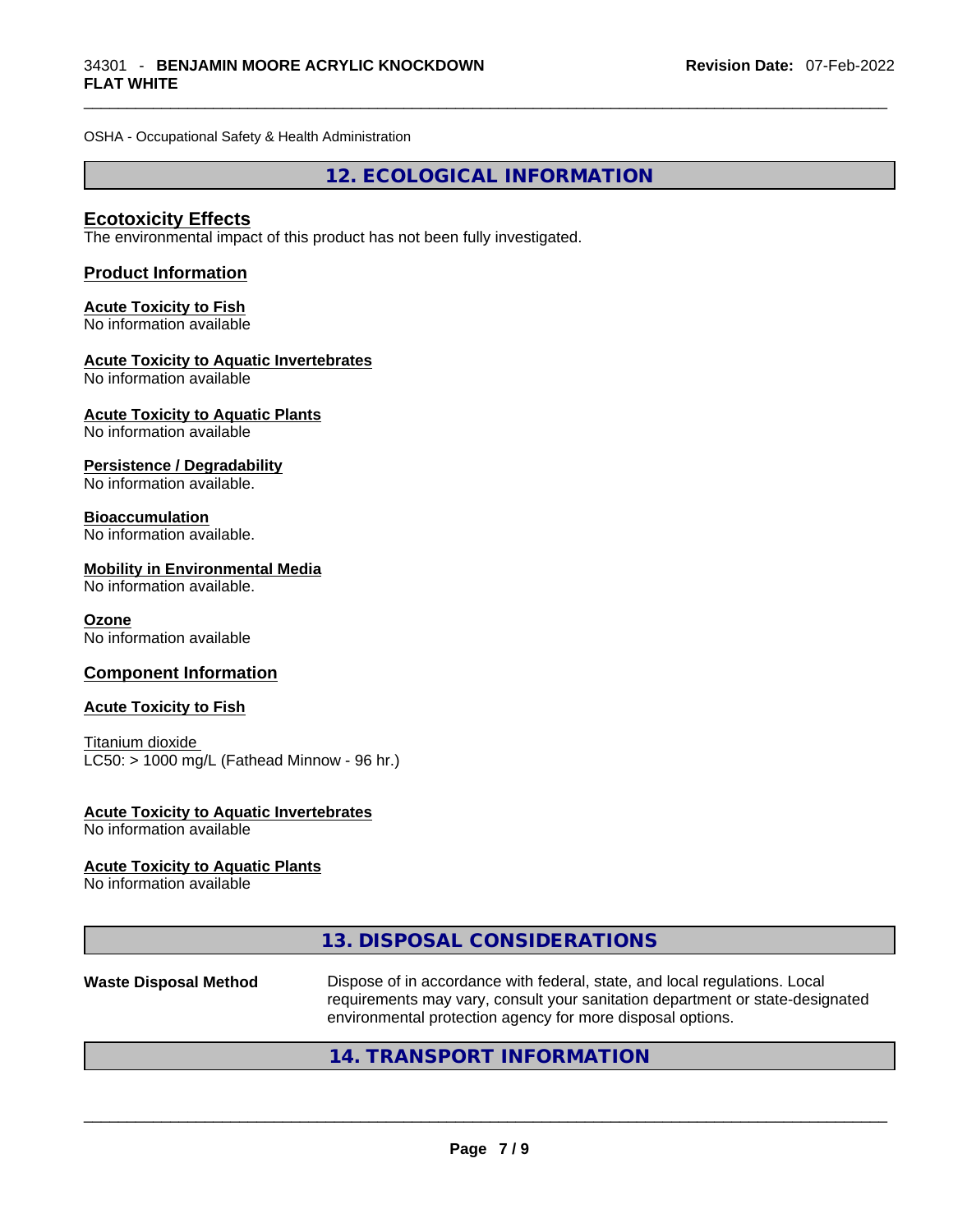OSHA - Occupational Safety & Health Administration

## 12. ECOLOGICAL INFORMATION

### Ecotoxicity Effects

The environmental impact of this product has not been fully investigated.

### Product Information

**Acute Toxicity to Fish**
No information available

**Acute Toxicity to Aquatic Invertebrates**
No information available

**Acute Toxicity to Aquatic Plants**
No information available

**Persistence / Degradability**
No information available.

**Bioaccumulation**
No information available.

**Mobility in Environmental Media**
No information available.

**Ozone**
No information available

### Component Information

**Acute Toxicity to Fish**

Titanium dioxide
LC50: > 1000 mg/L (Fathead Minnow - 96 hr.)

**Acute Toxicity to Aquatic Invertebrates**
No information available

**Acute Toxicity to Aquatic Plants**
No information available

## 13. DISPOSAL CONSIDERATIONS

**Waste Disposal Method** Dispose of in accordance with federal, state, and local regulations. Local requirements may vary, consult your sanitation department or state-designated environmental protection agency for more disposal options.

## 14. TRANSPORT INFORMATION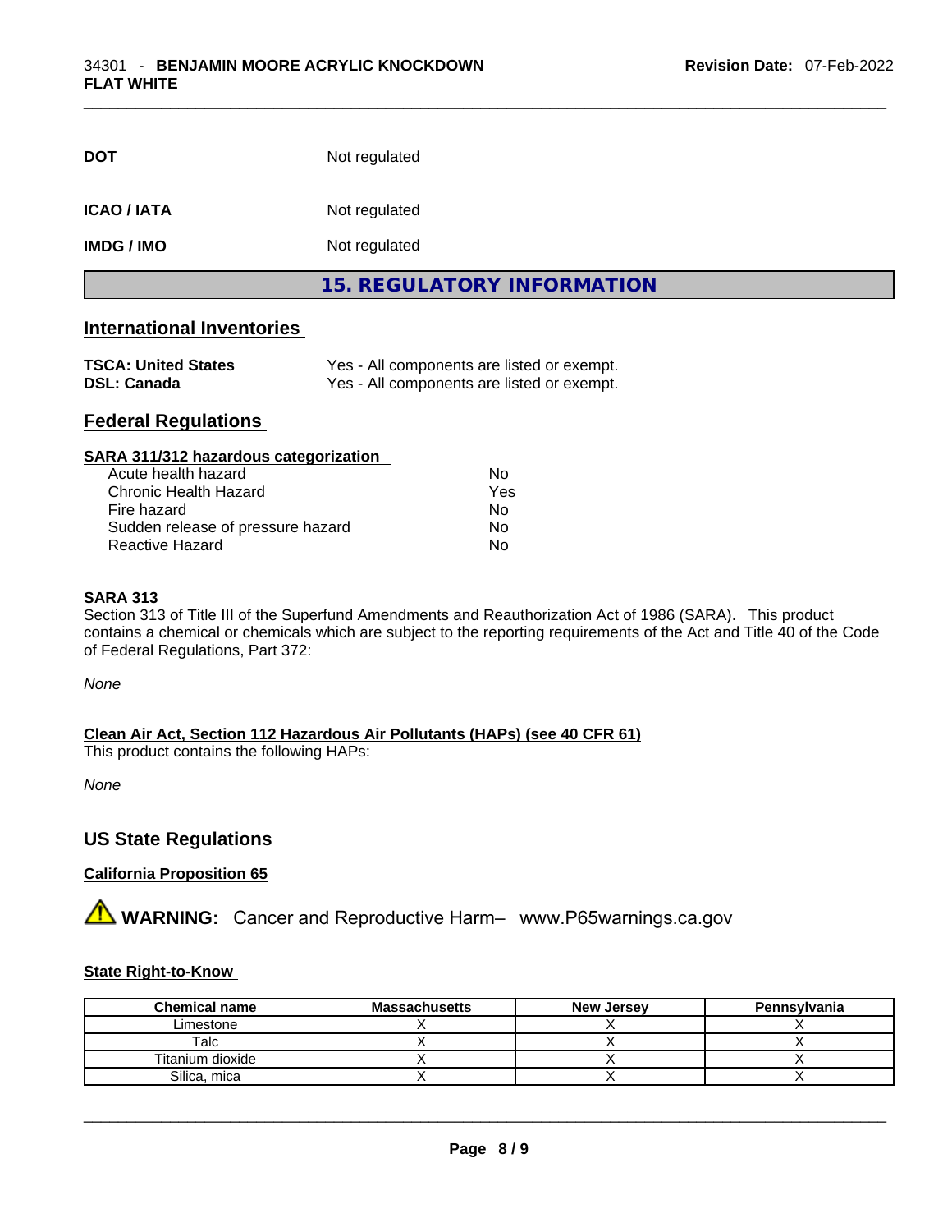| | |
|---|---|
| **DOT** | Not regulated |
| **ICAO / IATA** | Not regulated |
| **IMDG / IMO** | Not regulated |

## 15. REGULATORY INFORMATION

### International Inventories

| | |
|---|---|
| **TSCA: United States** | Yes - All components are listed or exempt. |
| **DSL: Canada** | Yes - All components are listed or exempt. |

### Federal Regulations

**SARA 311/312 hazardous categorization**

| | |
|---|---|
| Acute health hazard | No |
| Chronic Health Hazard | Yes |
| Fire hazard | No |
| Sudden release of pressure hazard | No |
| Reactive Hazard | No |

**SARA 313**

Section 313 of Title III of the Superfund Amendments and Reauthorization Act of 1986 (SARA). This product contains a chemical or chemicals which are subject to the reporting requirements of the Act and Title 40 of the Code of Federal Regulations, Part 372:

*None*

**Clean Air Act, Section 112 Hazardous Air Pollutants (HAPs) (see 40 CFR 61)**

This product contains the following HAPs:

*None*

### US State Regulations

**California Proposition 65**

⚠ **WARNING:** Cancer and Reproductive Harm– www.P65warnings.ca.gov

**State Right-to-Know**

| Chemical name | Massachusetts | New Jersey | Pennsylvania |
|---|---|---|---|
| Limestone | X | X | X |
| Talc | X | X | X |
| Titanium dioxide | X | X | X |
| Silica, mica | X | X | X |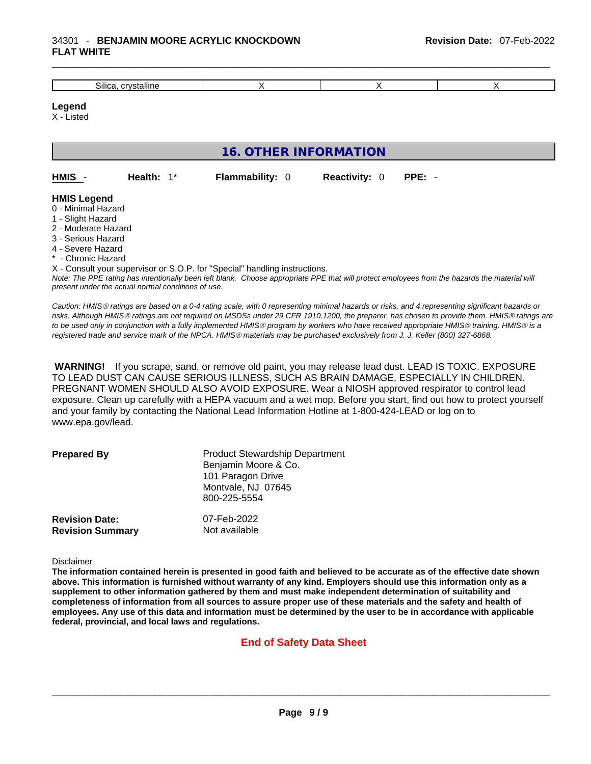| | | | |
|---|---|---|---|
| Silica, crystalline | X | X | X |

**Legend**
X - Listed

## 16. OTHER INFORMATION

**HMIS** - **Health:** 1* **Flammability:** 0 **Reactivity:** 0 **PPE:** -

**HMIS Legend**
0 - Minimal Hazard
1 - Slight Hazard
2 - Moderate Hazard
3 - Serious Hazard
4 - Severe Hazard
* - Chronic Hazard
X - Consult your supervisor or S.O.P. for "Special" handling instructions.
*Note: The PPE rating has intentionally been left blank. Choose appropriate PPE that will protect employees from the hazards the material will present under the actual normal conditions of use.*

*Caution: HMIS® ratings are based on a 0-4 rating scale, with 0 representing minimal hazards or risks, and 4 representing significant hazards or risks. Although HMIS® ratings are not required on MSDSs under 29 CFR 1910.1200, the preparer, has chosen to provide them. HMIS® ratings are to be used only in conjunction with a fully implemented HMIS® program by workers who have received appropriate HMIS® training. HMIS® is a registered trade and service mark of the NPCA. HMIS® materials may be purchased exclusively from J. J. Keller (800) 327-6868.*

**WARNING!** If you scrape, sand, or remove old paint, you may release lead dust. LEAD IS TOXIC. EXPOSURE TO LEAD DUST CAN CAUSE SERIOUS ILLNESS, SUCH AS BRAIN DAMAGE, ESPECIALLY IN CHILDREN. PREGNANT WOMEN SHOULD ALSO AVOID EXPOSURE. Wear a NIOSH approved respirator to control lead exposure. Clean up carefully with a HEPA vacuum and a wet mop. Before you start, find out how to protect yourself and your family by contacting the National Lead Information Hotline at 1-800-424-LEAD or log on to www.epa.gov/lead.

**Prepared By**
Product Stewardship Department
Benjamin Moore & Co.
101 Paragon Drive
Montvale, NJ 07645
800-225-5554

**Revision Date:** 07-Feb-2022
**Revision Summary** Not available

Disclaimer
**The information contained herein is presented in good faith and believed to be accurate as of the effective date shown above. This information is furnished without warranty of any kind. Employers should use this information only as a supplement to other information gathered by them and must make independent determination of suitability and completeness of information from all sources to assure proper use of these materials and the safety and health of employees. Any use of this data and information must be determined by the user to be in accordance with applicable federal, provincial, and local laws and regulations.**

**End of Safety Data Sheet**